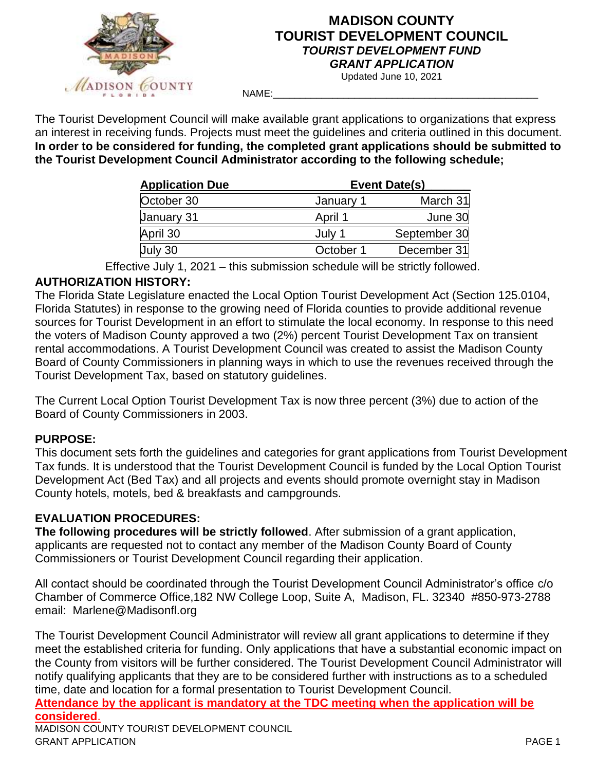# MADISON COUNTY TOURIST DEVELOPMENT COUNCIL

## *TOURIST DEVELOPMENT FUND GRANT APPLICATION*

Updated June 10, 2021

NAME:_______________________________________________

The Tourist Development Council will make available grant applications to organizations that express an interest in receiving funds. Projects must meet the guidelines and criteria outlined in this document. **In order to be considered for funding, the completed grant applications should be submitted to the Tourist Development Council Administrator according to the following schedule;**

| Application Due | Event Date(s) | |
|---|---|---|
| October 30 | January 1 | March 31 |
| January 31 | April 1 | June 30 |
| April 30 | July 1 | September 30 |
| July 30 | October 1 | December 31 |

Effective July 1, 2021 – this submission schedule will be strictly followed.

**AUTHORIZATION HISTORY:**

The Florida State Legislature enacted the Local Option Tourist Development Act (Section 125.0104, Florida Statutes) in response to the growing need of Florida counties to provide additional revenue sources for Tourist Development in an effort to stimulate the local economy. In response to this need the voters of Madison County approved a two (2%) percent Tourist Development Tax on transient rental accommodations. A Tourist Development Council was created to assist the Madison County Board of County Commissioners in planning ways in which to use the revenues received through the Tourist Development Tax, based on statutory guidelines.

The Current Local Option Tourist Development Tax is now three percent (3%) due to action of the Board of County Commissioners in 2003.

**PURPOSE:**

This document sets forth the guidelines and categories for grant applications from Tourist Development Tax funds. It is understood that the Tourist Development Council is funded by the Local Option Tourist Development Act (Bed Tax) and all projects and events should promote overnight stay in Madison County hotels, motels, bed & breakfasts and campgrounds.

**EVALUATION PROCEDURES:**

**The following procedures will be strictly followed**. After submission of a grant application, applicants are requested not to contact any member of the Madison County Board of County Commissioners or Tourist Development Council regarding their application.

All contact should be coordinated through the Tourist Development Council Administrator's office c/o Chamber of Commerce Office,182 NW College Loop, Suite A, Madison, FL. 32340 #850-973-2788 email: Marlene@Madisonfl.org

The Tourist Development Council Administrator will review all grant applications to determine if they meet the established criteria for funding. Only applications that have a substantial economic impact on the County from visitors will be further considered. The Tourist Development Council Administrator will notify qualifying applicants that they are to be considered further with instructions as to a scheduled time, date and location for a formal presentation to Tourist Development Council.

**Attendance by the applicant is mandatory at the TDC meeting when the application will be considered.**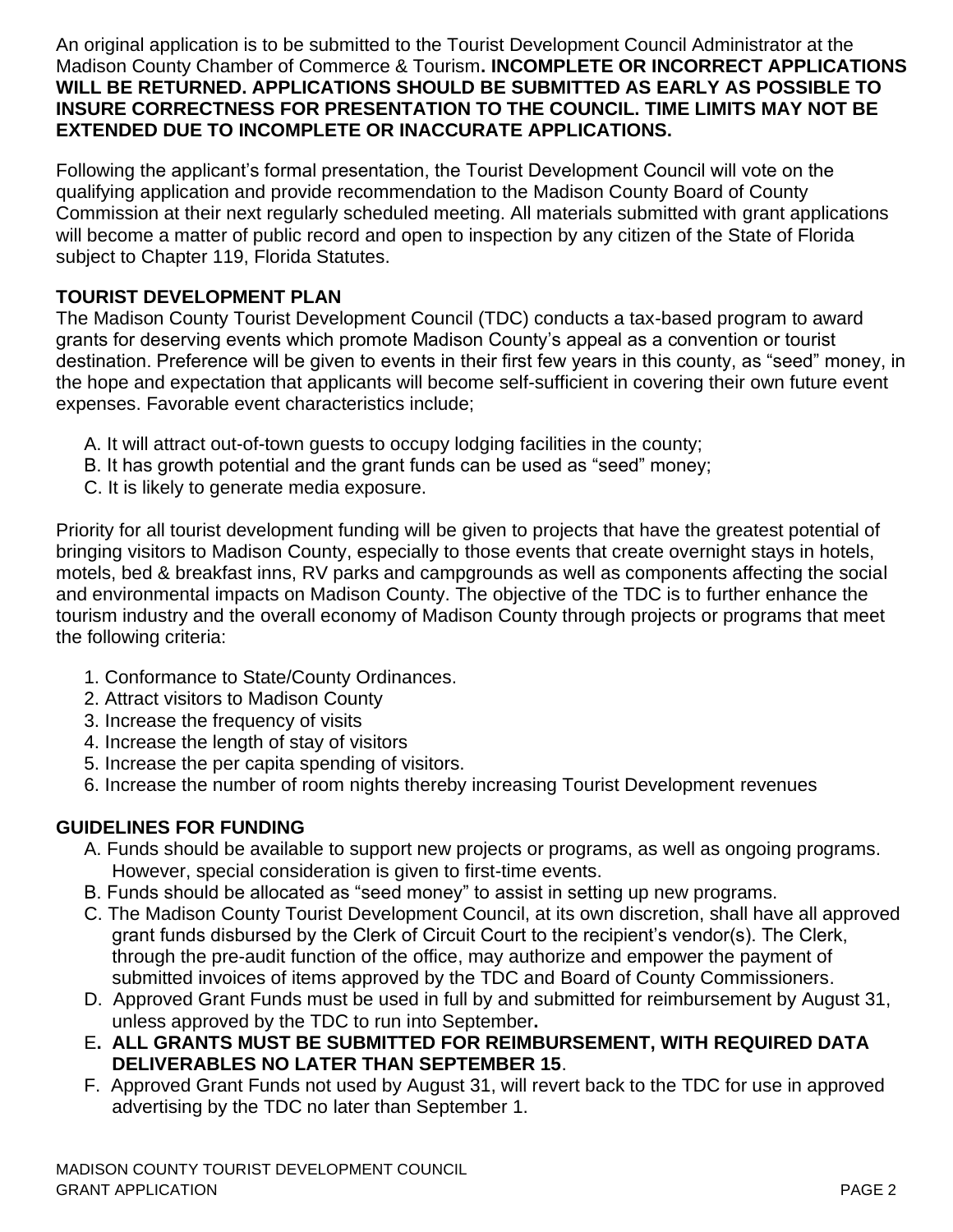An original application is to be submitted to the Tourist Development Council Administrator at the Madison County Chamber of Commerce & Tourism**. INCOMPLETE OR INCORRECT APPLICATIONS WILL BE RETURNED. APPLICATIONS SHOULD BE SUBMITTED AS EARLY AS POSSIBLE TO INSURE CORRECTNESS FOR PRESENTATION TO THE COUNCIL. TIME LIMITS MAY NOT BE EXTENDED DUE TO INCOMPLETE OR INACCURATE APPLICATIONS.**

Following the applicant's formal presentation, the Tourist Development Council will vote on the qualifying application and provide recommendation to the Madison County Board of County Commission at their next regularly scheduled meeting. All materials submitted with grant applications will become a matter of public record and open to inspection by any citizen of the State of Florida subject to Chapter 119, Florida Statutes.

**TOURIST DEVELOPMENT PLAN**

The Madison County Tourist Development Council (TDC) conducts a tax-based program to award grants for deserving events which promote Madison County's appeal as a convention or tourist destination. Preference will be given to events in their first few years in this county, as "seed" money, in the hope and expectation that applicants will become self-sufficient in covering their own future event expenses. Favorable event characteristics include;

A. It will attract out-of-town guests to occupy lodging facilities in the county;
B. It has growth potential and the grant funds can be used as "seed" money;
C. It is likely to generate media exposure.

Priority for all tourist development funding will be given to projects that have the greatest potential of bringing visitors to Madison County, especially to those events that create overnight stays in hotels, motels, bed & breakfast inns, RV parks and campgrounds as well as components affecting the social and environmental impacts on Madison County. The objective of the TDC is to further enhance the tourism industry and the overall economy of Madison County through projects or programs that meet the following criteria:

1. Conformance to State/County Ordinances.
2. Attract visitors to Madison County
3. Increase the frequency of visits
4. Increase the length of stay of visitors
5. Increase the per capita spending of visitors.
6. Increase the number of room nights thereby increasing Tourist Development revenues

**GUIDELINES FOR FUNDING**

A. Funds should be available to support new projects or programs, as well as ongoing programs. However, special consideration is given to first-time events.
B. Funds should be allocated as "seed money" to assist in setting up new programs.
C. The Madison County Tourist Development Council, at its own discretion, shall have all approved grant funds disbursed by the Clerk of Circuit Court to the recipient's vendor(s). The Clerk, through the pre-audit function of the office, may authorize and empower the payment of submitted invoices of items approved by the TDC and Board of County Commissioners.
D. Approved Grant Funds must be used in full by and submitted for reimbursement by August 31, unless approved by the TDC to run into September**.**
E**. ALL GRANTS MUST BE SUBMITTED FOR REIMBURSEMENT, WITH REQUIRED DATA DELIVERABLES NO LATER THAN SEPTEMBER 15**.
F. Approved Grant Funds not used by August 31, will revert back to the TDC for use in approved advertising by the TDC no later than September 1.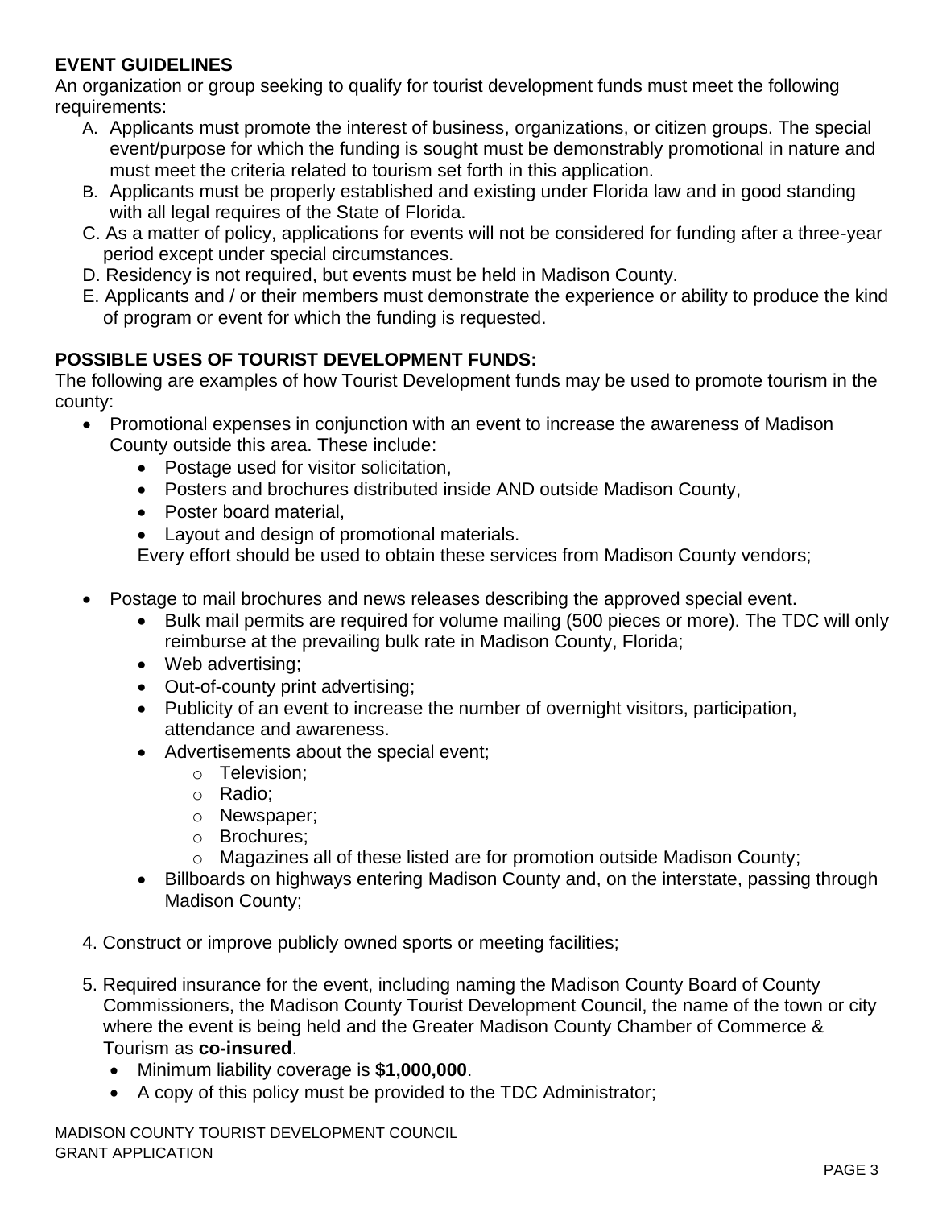**EVENT GUIDELINES**

An organization or group seeking to qualify for tourist development funds must meet the following requirements:

A. Applicants must promote the interest of business, organizations, or citizen groups. The special event/purpose for which the funding is sought must be demonstrably promotional in nature and must meet the criteria related to tourism set forth in this application.
B. Applicants must be properly established and existing under Florida law and in good standing with all legal requires of the State of Florida.
C. As a matter of policy, applications for events will not be considered for funding after a three-year period except under special circumstances.
D. Residency is not required, but events must be held in Madison County.
E. Applicants and / or their members must demonstrate the experience or ability to produce the kind of program or event for which the funding is requested.

**POSSIBLE USES OF TOURIST DEVELOPMENT FUNDS:**

The following are examples of how Tourist Development funds may be used to promote tourism in the county:

- Promotional expenses in conjunction with an event to increase the awareness of Madison County outside this area. These include:
  - Postage used for visitor solicitation,
  - Posters and brochures distributed inside AND outside Madison County,
  - Poster board material,
  - Layout and design of promotional materials.

  Every effort should be used to obtain these services from Madison County vendors;

- Postage to mail brochures and news releases describing the approved special event.
  - Bulk mail permits are required for volume mailing (500 pieces or more). The TDC will only reimburse at the prevailing bulk rate in Madison County, Florida;
  - Web advertising;
  - Out-of-county print advertising;
  - Publicity of an event to increase the number of overnight visitors, participation, attendance and awareness.
  - Advertisements about the special event;
    - Television;
    - Radio;
    - Newspaper;
    - Brochures;
    - Magazines all of these listed are for promotion outside Madison County;
  - Billboards on highways entering Madison County and, on the interstate, passing through Madison County;

4. Construct or improve publicly owned sports or meeting facilities;

5. Required insurance for the event, including naming the Madison County Board of County Commissioners, the Madison County Tourist Development Council, the name of the town or city where the event is being held and the Greater Madison County Chamber of Commerce & Tourism as **co-insured**.
   - Minimum liability coverage is **$1,000,000**.
   - A copy of this policy must be provided to the TDC Administrator;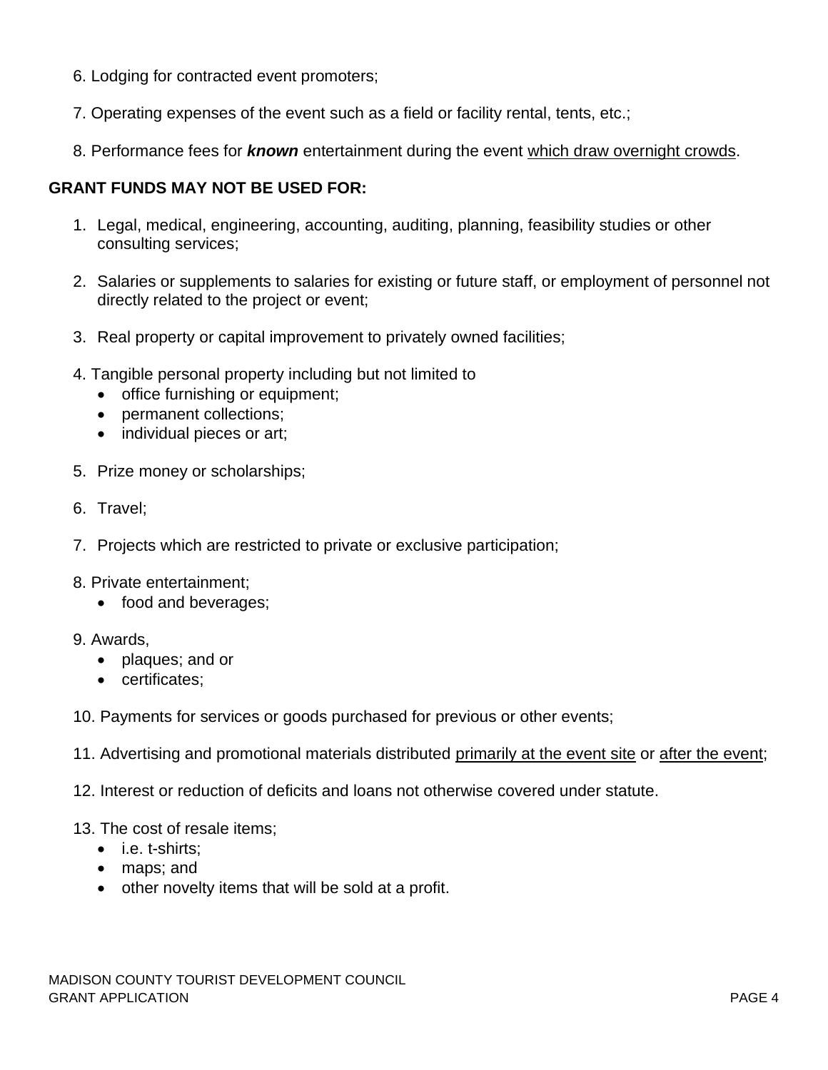6. Lodging for contracted event promoters;

7. Operating expenses of the event such as a field or facility rental, tents, etc.;

8. Performance fees for ***known*** entertainment during the event <u>which draw overnight crowds</u>.

**GRANT FUNDS MAY NOT BE USED FOR:**

1. Legal, medical, engineering, accounting, auditing, planning, feasibility studies or other consulting services;

2. Salaries or supplements to salaries for existing or future staff, or employment of personnel not directly related to the project or event;

3. Real property or capital improvement to privately owned facilities;

4. Tangible personal property including but not limited to
   - office furnishing or equipment;
   - permanent collections;
   - individual pieces or art;

5. Prize money or scholarships;

6. Travel;

7. Projects which are restricted to private or exclusive participation;

8. Private entertainment;
   - food and beverages;

9. Awards,
   - plaques; and or
   - certificates;

10. Payments for services or goods purchased for previous or other events;

11. Advertising and promotional materials distributed <u>primarily at the event site</u> or <u>after the event</u>;

12. Interest or reduction of deficits and loans not otherwise covered under statute.

13. The cost of resale items;
    - i.e. t-shirts;
    - maps; and
    - other novelty items that will be sold at a profit.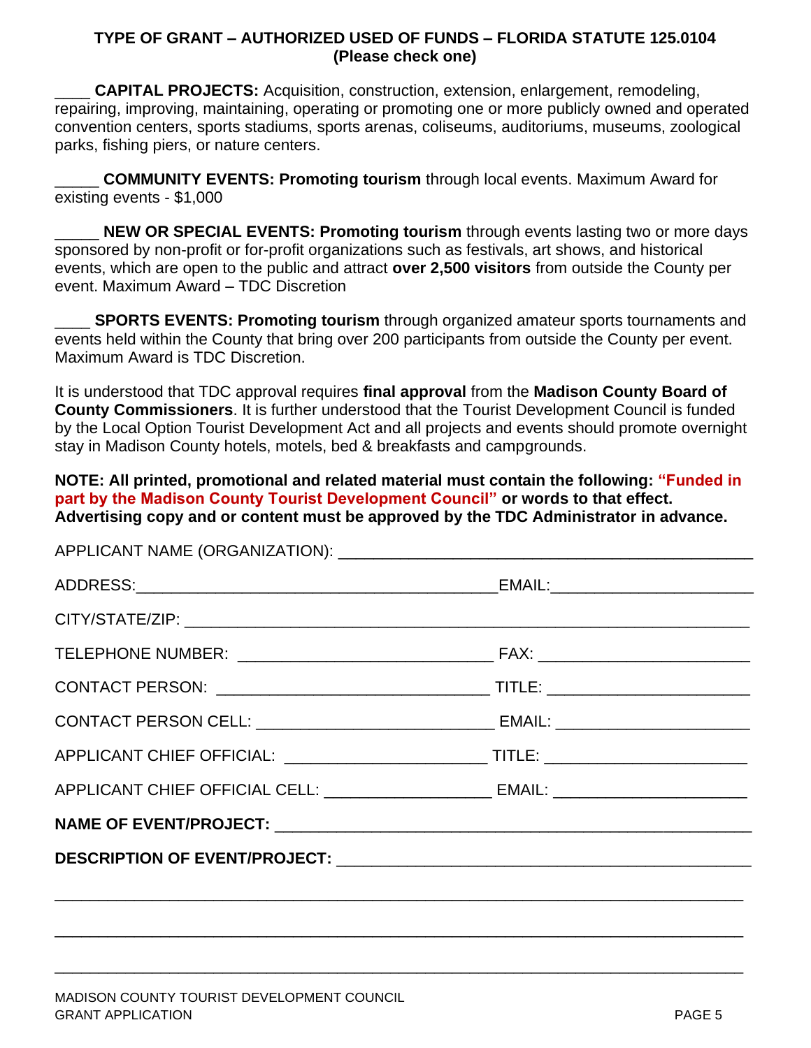**TYPE OF GRANT – AUTHORIZED USED OF FUNDS – FLORIDA STATUTE 125.0104**
**(Please check one)**

____ **CAPITAL PROJECTS:** Acquisition, construction, extension, enlargement, remodeling, repairing, improving, maintaining, operating or promoting one or more publicly owned and operated convention centers, sports stadiums, sports arenas, coliseums, auditoriums, museums, zoological parks, fishing piers, or nature centers.

_____ **COMMUNITY EVENTS: Promoting tourism** through local events. Maximum Award for existing events - $1,000

_____ **NEW OR SPECIAL EVENTS: Promoting tourism** through events lasting two or more days sponsored by non-profit or for-profit organizations such as festivals, art shows, and historical events, which are open to the public and attract **over 2,500 visitors** from outside the County per event. Maximum Award – TDC Discretion

____ **SPORTS EVENTS: Promoting tourism** through organized amateur sports tournaments and events held within the County that bring over 200 participants from outside the County per event. Maximum Award is TDC Discretion.

It is understood that TDC approval requires **final approval** from the **Madison County Board of County Commissioners**. It is further understood that the Tourist Development Council is funded by the Local Option Tourist Development Act and all projects and events should promote overnight stay in Madison County hotels, motels, bed & breakfasts and campgrounds.

**NOTE: All printed, promotional and related material must contain the following: "Funded in part by the Madison County Tourist Development Council" or words to that effect. Advertising copy and or content must be approved by the TDC Administrator in advance.**

APPLICANT NAME (ORGANIZATION): ______________________________________________

ADDRESS:_________________________________________EMAIL:______________________

CITY/STATE/ZIP: _________________________________________________________________

TELEPHONE NUMBER: ____________________________ FAX: _______________________

CONTACT PERSON: ______________________________ TITLE: _______________________

CONTACT PERSON CELL: __________________________ EMAIL: _____________________

APPLICANT CHIEF OFFICIAL: ______________________ TITLE: ______________________

APPLICANT CHIEF OFFICIAL CELL: __________________ EMAIL: _____________________

**NAME OF EVENT/PROJECT:** ______________________________________________________

**DESCRIPTION OF EVENT/PROJECT:** _______________________________________________

_____________________________________________________________________________

_____________________________________________________________________________

_____________________________________________________________________________

MADISON COUNTY TOURIST DEVELOPMENT COUNCIL
GRANT APPLICATION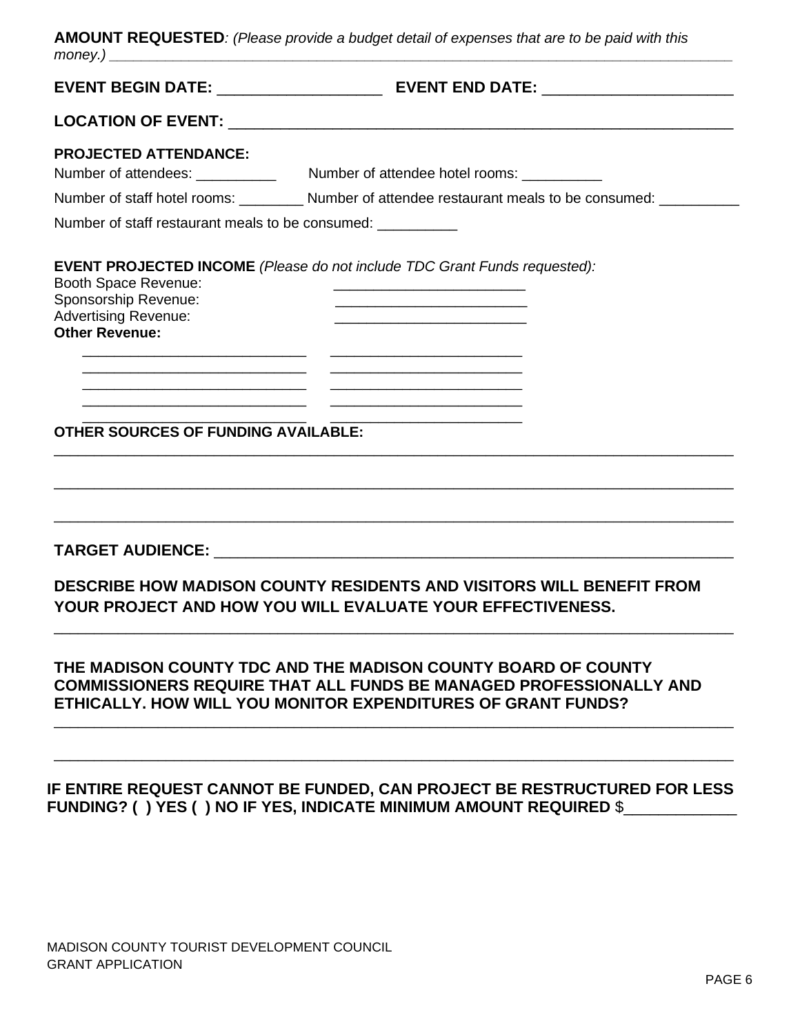**AMOUNT REQUESTED***: (Please provide a budget detail of expenses that are to be paid with this money.)* ______________________________________________________________________

**EVENT BEGIN DATE:** ___________________ **EVENT END DATE:** ______________________

**LOCATION OF EVENT:** ____________________________________________________________

**PROJECTED ATTENDANCE:**

Number of attendees: __________ Number of attendee hotel rooms: __________

Number of staff hotel rooms: ________ Number of attendee restaurant meals to be consumed: __________

Number of staff restaurant meals to be consumed: __________

**EVENT PROJECTED INCOME** *(Please do not include TDC Grant Funds requested):*

Booth Space Revenue: ________________________

Sponsorship Revenue: ________________________

Advertising Revenue: ________________________

**Other Revenue:**

____________________________ ________________________

____________________________ ________________________

____________________________ ________________________

____________________________ ________________________

____________________________ ________________________

**OTHER SOURCES OF FUNDING AVAILABLE:**

___________________________________________________________________________________

___________________________________________________________________________________

___________________________________________________________________________________

**TARGET AUDIENCE:** _______________________________________________________________

**DESCRIBE HOW MADISON COUNTY RESIDENTS AND VISITORS WILL BENEFIT FROM YOUR PROJECT AND HOW YOU WILL EVALUATE YOUR EFFECTIVENESS.**

___________________________________________________________________________________

**THE MADISON COUNTY TDC AND THE MADISON COUNTY BOARD OF COUNTY COMMISSIONERS REQUIRE THAT ALL FUNDS BE MANAGED PROFESSIONALLY AND ETHICALLY. HOW WILL YOU MONITOR EXPENDITURES OF GRANT FUNDS?**

___________________________________________________________________________________

___________________________________________________________________________________

**IF ENTIRE REQUEST CANNOT BE FUNDED, CAN PROJECT BE RESTRUCTURED FOR LESS FUNDING? ( ) YES ( ) NO IF YES, INDICATE MINIMUM AMOUNT REQUIRED** $_____________

MADISON COUNTY TOURIST DEVELOPMENT COUNCIL
GRANT APPLICATION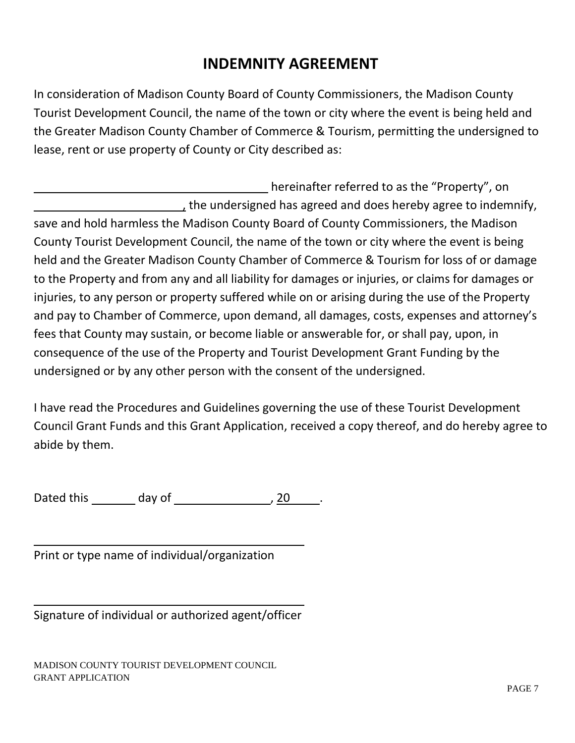# INDEMNITY AGREEMENT

In consideration of Madison County Board of County Commissioners, the Madison County Tourist Development Council, the name of the town or city where the event is being held and the Greater Madison County Chamber of Commerce & Tourism, permitting the undersigned to lease, rent or use property of County or City described as:

______________________________________ hereinafter referred to as the "Property", on ________________________, the undersigned has agreed and does hereby agree to indemnify, save and hold harmless the Madison County Board of County Commissioners, the Madison County Tourist Development Council, the name of the town or city where the event is being held and the Greater Madison County Chamber of Commerce & Tourism for loss of or damage to the Property and from any and all liability for damages or injuries, or claims for damages or injuries, to any person or property suffered while on or arising during the use of the Property and pay to Chamber of Commerce, upon demand, all damages, costs, expenses and attorney's fees that County may sustain, or become liable or answerable for, or shall pay, upon, in consequence of the use of the Property and Tourist Development Grant Funding by the undersigned or by any other person with the consent of the undersigned.

I have read the Procedures and Guidelines governing the use of these Tourist Development Council Grant Funds and this Grant Application, received a copy thereof, and do hereby agree to abide by them.

Dated this _______ day of _______________, 20_____.

_____________________________________________
Print or type name of individual/organization

_____________________________________________
Signature of individual or authorized agent/officer

MADISON COUNTY TOURIST DEVELOPMENT COUNCIL
GRANT APPLICATION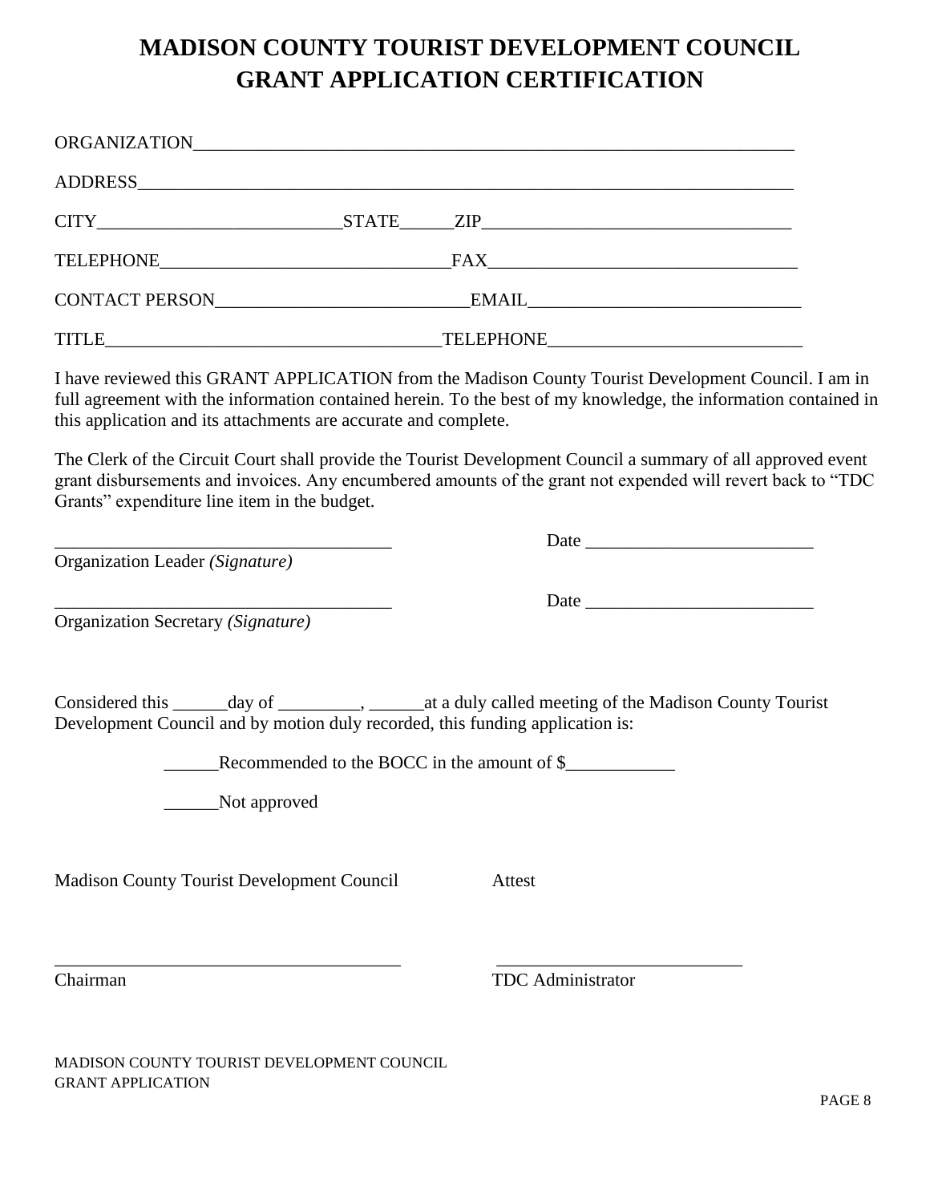# MADISON COUNTY TOURIST DEVELOPMENT COUNCIL
# GRANT APPLICATION CERTIFICATION

ORGANIZATION_____________________________________________________________________

ADDRESS__________________________________________________________________________

CITY___________________________STATE______ZIP_________________________________

TELEPHONE________________________________FAX__________________________________

CONTACT PERSON____________________________EMAIL______________________________

TITLE_____________________________________TELEPHONE____________________________

I have reviewed this GRANT APPLICATION from the Madison County Tourist Development Council. I am in full agreement with the information contained herein. To the best of my knowledge, the information contained in this application and its attachments are accurate and complete.

The Clerk of the Circuit Court shall provide the Tourist Development Council a summary of all approved event grant disbursements and invoices. Any encumbered amounts of the grant not expended will revert back to "TDC Grants" expenditure line item in the budget.

_____________________________________ Date _________________________

Organization Leader *(Signature)*

_____________________________________ Date _________________________

Organization Secretary *(Signature)*

Considered this ______day of _________, ______at a duly called meeting of the Madison County Tourist Development Council and by motion duly recorded, this funding application is:

______Recommended to the BOCC in the amount of $____________

______Not approved

Madison County Tourist Development Council    Attest

_______________________________________    ___________________________

Chairman    TDC Administrator

MADISON COUNTY TOURIST DEVELOPMENT COUNCIL
GRANT APPLICATION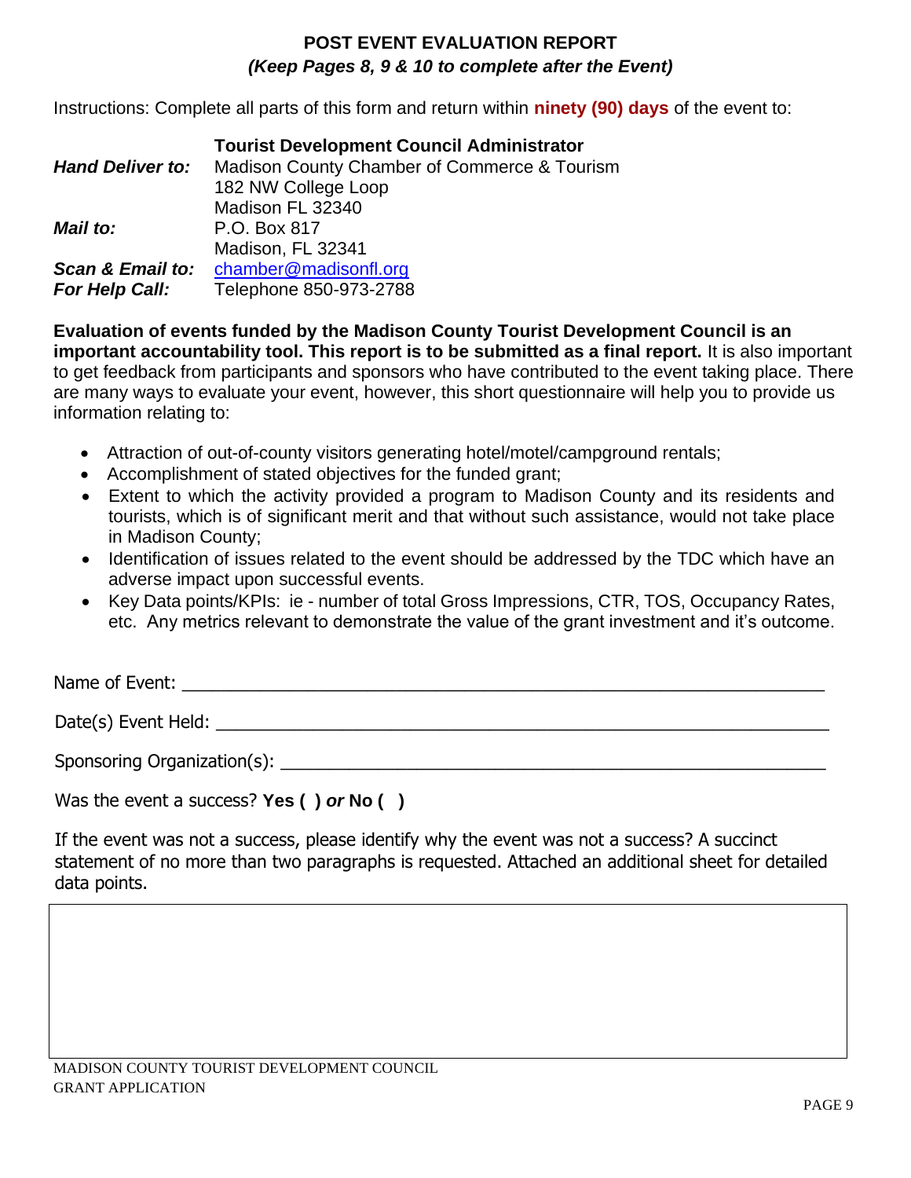# POST EVENT EVALUATION REPORT

***(Keep Pages 8, 9 & 10 to complete after the Event)***

Instructions: Complete all parts of this form and return within **ninety (90) days** of the event to:

| | |
|---|---|
| | **Tourist Development Council Administrator** |
| ***Hand Deliver to:*** | Madison County Chamber of Commerce & Tourism<br>182 NW College Loop<br>Madison FL 32340 |
| ***Mail to:*** | P.O. Box 817<br>Madison, FL 32341 |
| ***Scan & Email to:*** | chamber@madisonfl.org |
| ***For Help Call:*** | Telephone 850-973-2788 |

**Evaluation of events funded by the Madison County Tourist Development Council is an important accountability tool. This report is to be submitted as a final report.** It is also important to get feedback from participants and sponsors who have contributed to the event taking place. There are many ways to evaluate your event, however, this short questionnaire will help you to provide us information relating to:

- Attraction of out-of-county visitors generating hotel/motel/campground rentals;
- Accomplishment of stated objectives for the funded grant;
- Extent to which the activity provided a program to Madison County and its residents and tourists, which is of significant merit and that without such assistance, would not take place in Madison County;
- Identification of issues related to the event should be addressed by the TDC which have an adverse impact upon successful events.
- Key Data points/KPIs: ie - number of total Gross Impressions, CTR, TOS, Occupancy Rates, etc. Any metrics relevant to demonstrate the value of the grant investment and it's outcome.

Name of Event: ______________________________________________________________

Date(s) Event Held: ___________________________________________________________

Sponsoring Organization(s): ____________________________________________________

Was the event a success? **Yes ( )** ***or*** **No ( )**

If the event was not a success, please identify why the event was not a success? A succinct statement of no more than two paragraphs is requested. Attached an additional sheet for detailed data points.

| |
|---|
| |

MADISON COUNTY TOURIST DEVELOPMENT COUNCIL
GRANT APPLICATION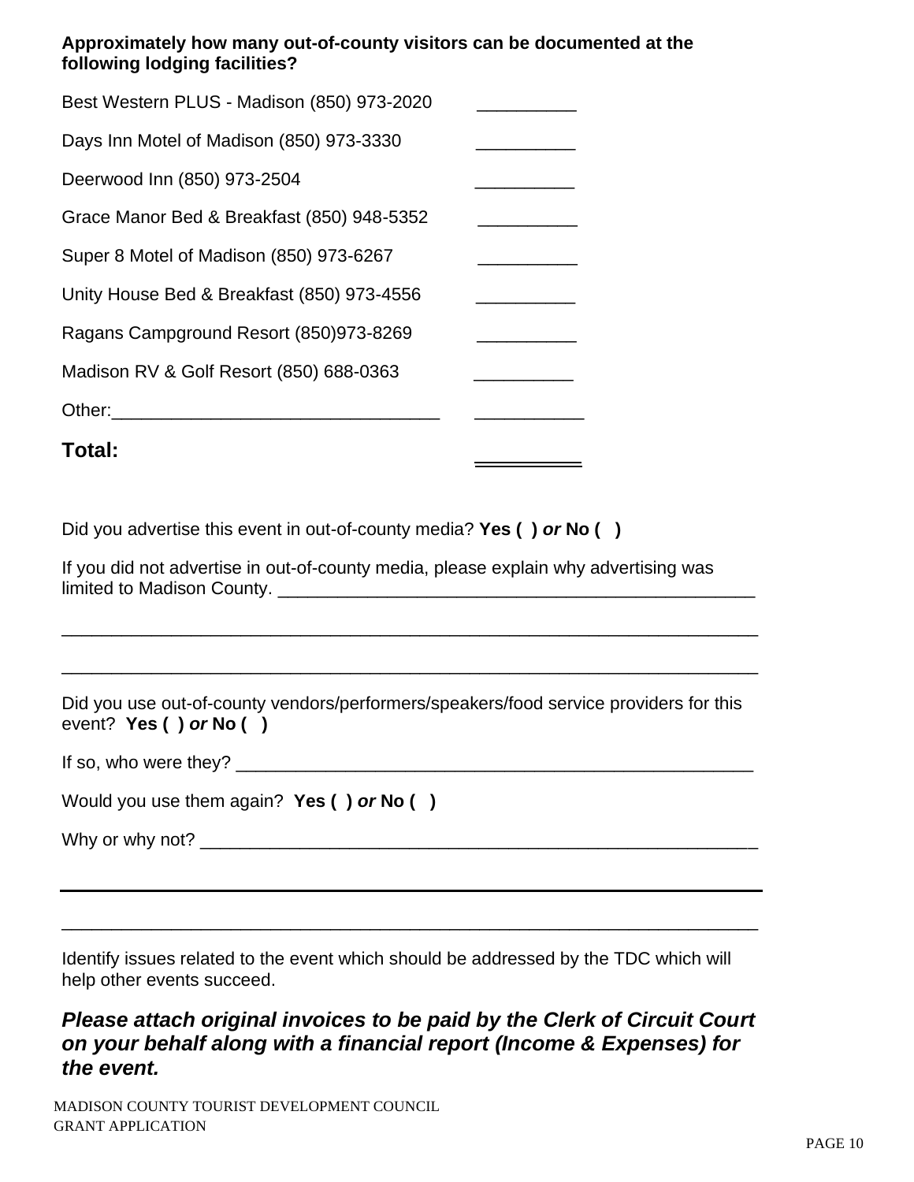**Approximately how many out-of-county visitors can be documented at the following lodging facilities?**

| | |
|---|---|
| Best Western PLUS - Madison (850) 973-2020 | __________ |
| Days Inn Motel of Madison (850) 973-3330 | __________ |
| Deerwood Inn (850) 973-2504 | __________ |
| Grace Manor Bed & Breakfast (850) 948-5352 | __________ |
| Super 8 Motel of Madison (850) 973-6267 | __________ |
| Unity House Bed & Breakfast (850) 973-4556 | __________ |
| Ragans Campground Resort (850)973-8269 | __________ |
| Madison RV & Golf Resort (850) 688-0363 | __________ |
| Other:_________________________________ | ___________ |
| **Total:** | ___________ |

Did you advertise this event in out-of-county media? **Yes ( )** ***or*** **No ( )**

If you did not advertise in out-of-county media, please explain why advertising was limited to Madison County. ___________________________________________________

_____________________________________________________________________

_____________________________________________________________________

Did you use out-of-county vendors/performers/speakers/food service providers for this event? **Yes ( )** ***or*** **No ( )**

If so, who were they? _____________________________________________________

Would you use them again? **Yes ( )** ***or*** **No ( )**

Why or why not? _________________________________________________________

_____________________________________________________________________

_____________________________________________________________________

Identify issues related to the event which should be addressed by the TDC which will help other events succeed.

***Please attach original invoices to be paid by the Clerk of Circuit Court on your behalf along with a financial report (Income & Expenses) for the event.***

MADISON COUNTY TOURIST DEVELOPMENT COUNCIL
GRANT APPLICATION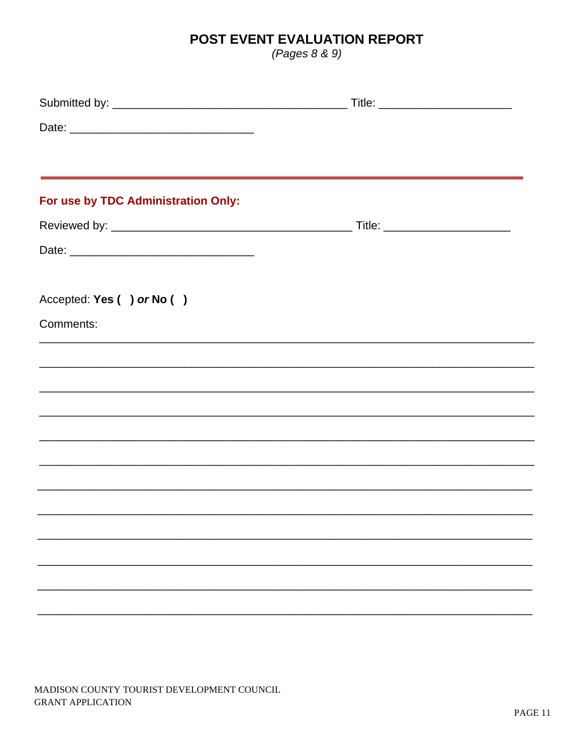# POST EVENT EVALUATION REPORT

*(Pages 8 & 9)*

Submitted by: ____________________________________ Title: ____________________

Date: ____________________________

---

**For use by TDC Administration Only:**

Reviewed by: _____________________________________ Title: ___________________

Date: ____________________________

Accepted: **Yes (   )** ***or*** **No (   )**

Comments:

___________________________________________________________________________

___________________________________________________________________________

___________________________________________________________________________

___________________________________________________________________________

___________________________________________________________________________

___________________________________________________________________________

___________________________________________________________________________

___________________________________________________________________________

___________________________________________________________________________

___________________________________________________________________________

___________________________________________________________________________

___________________________________________________________________________